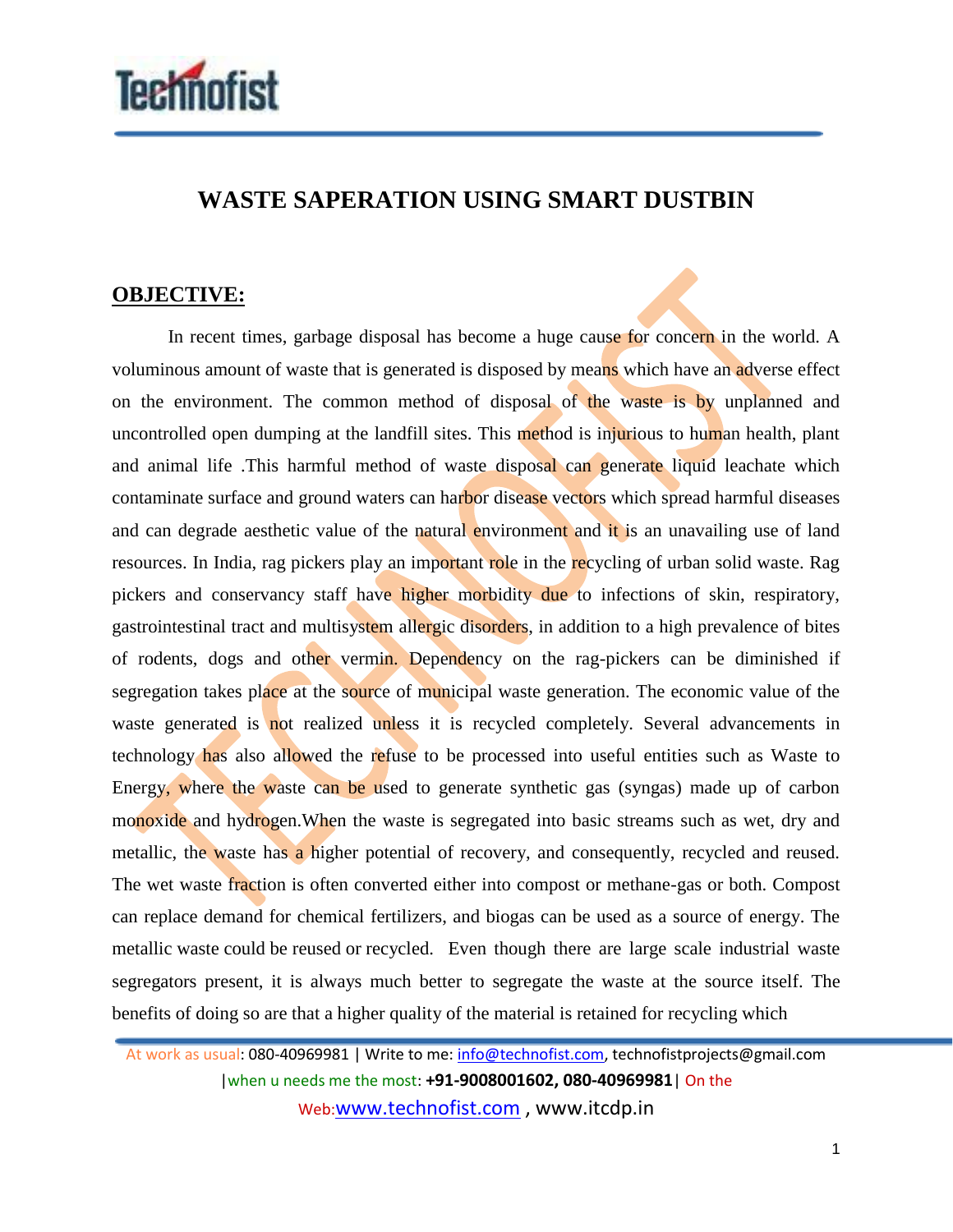# WASTE SAPERATION USING SMART DUSTBIN

## OBJECTIVE:

In recent times, garbage disposal has become a huge cause for concern in the world. A voluminous amount of waste that is generated is disposed by means which have an adverse effect on the environment. The common method of disposal of the waste is by unplanned and uncontrolled open dumping at the landfill sites. This method is injurious to human health, plant and animal life .This harmful method of waste disposal can generate liquid leachate which contaminate surface and ground waters can harbor disease vectors which spread harmful diseases and can degrade aesthetic value of the natural environment and it is an unavailing use of land resources. In India, rag pickers play an important role in the recycling of urban solid waste. Rag pickers and conservancy staff have higher morbidity due to infections of skin, respiratory, gastrointestinal tract and multisystem allergic disorders, in addition to a high prevalence of bites of rodents, dogs and other vermin. Dependency on the rag-pickers can be diminished if segregation takes place at the source of municipal waste generation. The economic value of the waste generated is not realized unless it is recycled completely. Several advancements in technology has also allowed the refuse to be processed into useful entities such as Waste to Energy, where the waste can be used to generate synthetic gas (syngas) made up of carbon monoxide and hydrogen.When the waste is segregated into basic streams such as wet, dry and metallic, the waste has a higher potential of recovery, and consequently, recycled and reused. The wet waste fraction is often converted either into compost or methane-gas or both. Compost can replace demand for chemical fertilizers, and biogas can be used as a source of energy. The metallic waste could be reused or recycled. Even though there are large scale industrial waste segregators present, it is always much better to segregate the waste at the source itself. The benefits of doing so are that a higher quality of the material is retained for recycling which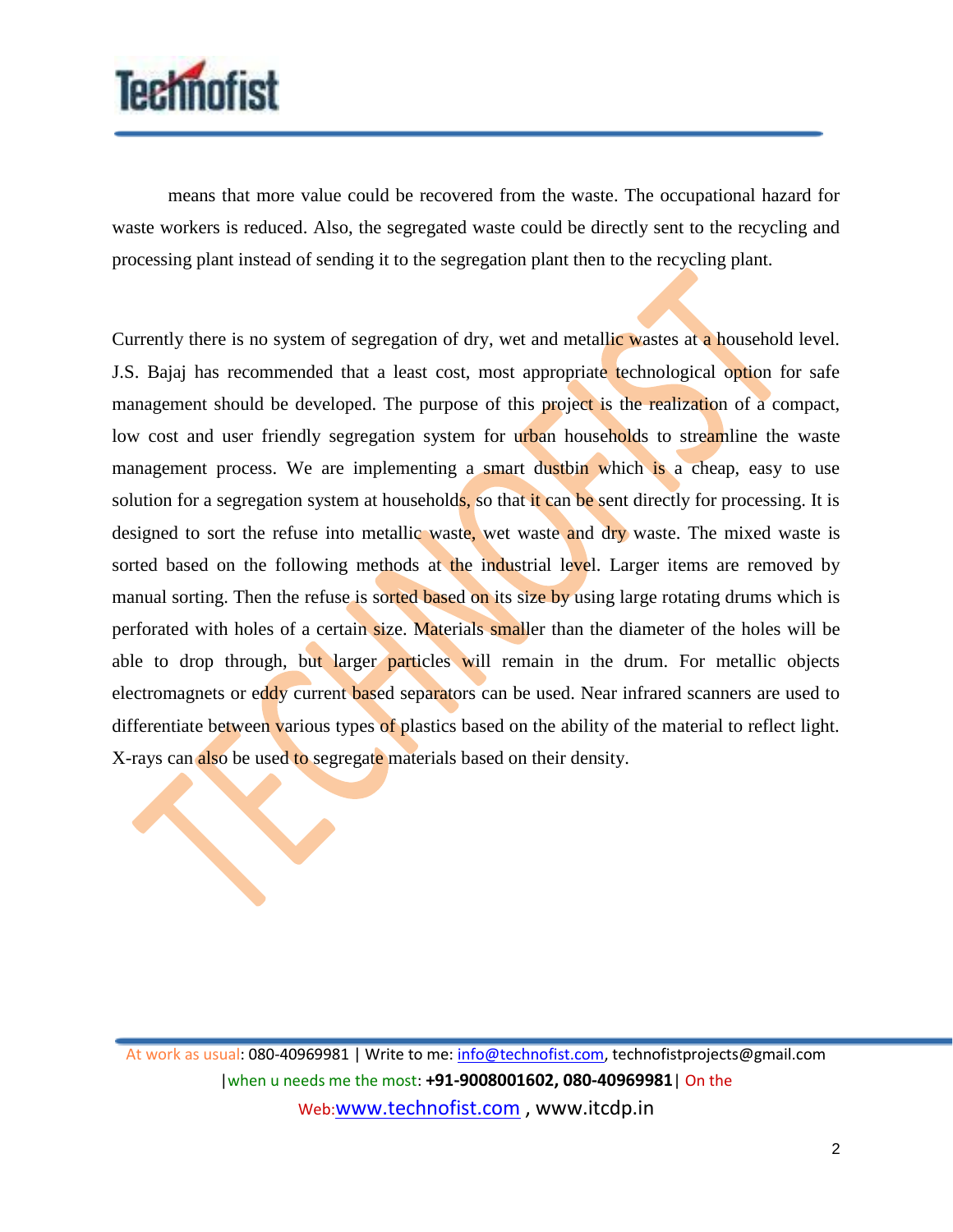means that more value could be recovered from the waste. The occupational hazard for waste workers is reduced. Also, the segregated waste could be directly sent to the recycling and processing plant instead of sending it to the segregation plant then to the recycling plant.

Currently there is no system of segregation of dry, wet and metallic wastes at a household level. J.S. Bajaj has recommended that a least cost, most appropriate technological option for safe management should be developed. The purpose of this project is the realization of a compact, low cost and user friendly segregation system for urban households to streamline the waste management process. We are implementing a smart dustbin which is a cheap, easy to use solution for a segregation system at households, so that it can be sent directly for processing. It is designed to sort the refuse into metallic waste, wet waste and dry waste. The mixed waste is sorted based on the following methods at the industrial level. Larger items are removed by manual sorting. Then the refuse is sorted based on its size by using large rotating drums which is perforated with holes of a certain size. Materials smaller than the diameter of the holes will be able to drop through, but larger particles will remain in the drum. For metallic objects electromagnets or eddy current based separators can be used. Near infrared scanners are used to differentiate between various types of plastics based on the ability of the material to reflect light. X-rays can also be used to segregate materials based on their density.